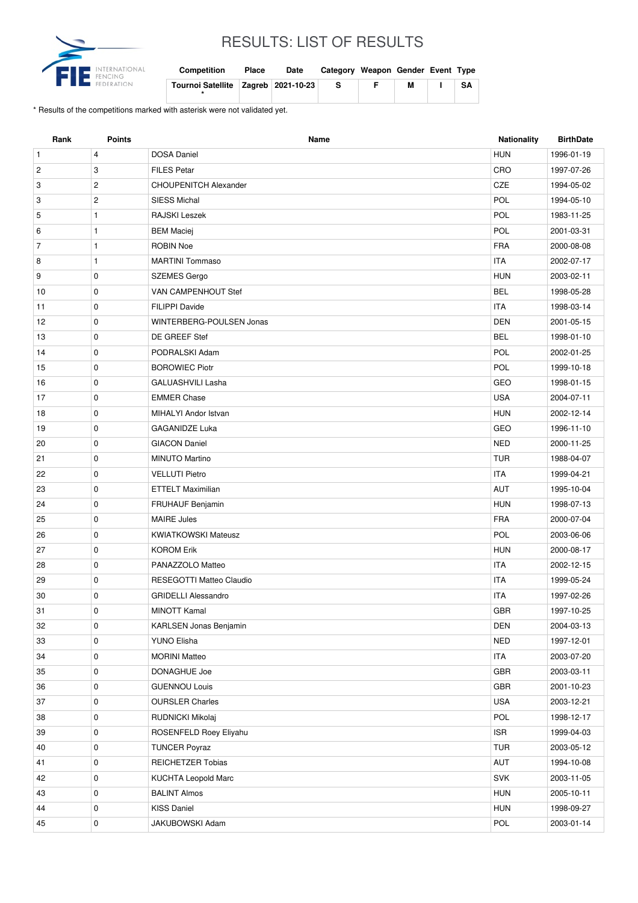# RESULTS: LIST OF RESULTS

| Competition | Place | Date | Category | Weapon | Gender | Event | Type |
|---|---|---|---|---|---|---|---|
| Tournoi Satellite * | Zagreb | 2021-10-23 | S | F | M | I | SA |

* Results of the competitions marked with asterisk were not validated yet.

| Rank | Points | Name | Nationality | BirthDate |
|---|---|---|---|---|
| 1 | 4 | DOSA Daniel | HUN | 1996-01-19 |
| 2 | 3 | FILES Petar | CRO | 1997-07-26 |
| 3 | 2 | CHOUPENITCH Alexander | CZE | 1994-05-02 |
| 3 | 2 | SIESS Michal | POL | 1994-05-10 |
| 5 | 1 | RAJSKI Leszek | POL | 1983-11-25 |
| 6 | 1 | BEM Maciej | POL | 2001-03-31 |
| 7 | 1 | ROBIN Noe | FRA | 2000-08-08 |
| 8 | 1 | MARTINI Tommaso | ITA | 2002-07-17 |
| 9 | 0 | SZEMES Gergo | HUN | 2003-02-11 |
| 10 | 0 | VAN CAMPENHOUT Stef | BEL | 1998-05-28 |
| 11 | 0 | FILIPPI Davide | ITA | 1998-03-14 |
| 12 | 0 | WINTERBERG-POULSEN Jonas | DEN | 2001-05-15 |
| 13 | 0 | DE GREEF Stef | BEL | 1998-01-10 |
| 14 | 0 | PODRALSKI Adam | POL | 2002-01-25 |
| 15 | 0 | BOROWIEC Piotr | POL | 1999-10-18 |
| 16 | 0 | GALUASHVILI Lasha | GEO | 1998-01-15 |
| 17 | 0 | EMMER Chase | USA | 2004-07-11 |
| 18 | 0 | MIHALYI Andor Istvan | HUN | 2002-12-14 |
| 19 | 0 | GAGANIDZE Luka | GEO | 1996-11-10 |
| 20 | 0 | GIACON Daniel | NED | 2000-11-25 |
| 21 | 0 | MINUTO Martino | TUR | 1988-04-07 |
| 22 | 0 | VELLUTI Pietro | ITA | 1999-04-21 |
| 23 | 0 | ETTELT Maximilian | AUT | 1995-10-04 |
| 24 | 0 | FRUHAUF Benjamin | HUN | 1998-07-13 |
| 25 | 0 | MAIRE Jules | FRA | 2000-07-04 |
| 26 | 0 | KWIATKOWSKI Mateusz | POL | 2003-06-06 |
| 27 | 0 | KOROM Erik | HUN | 2000-08-17 |
| 28 | 0 | PANAZZOLO Matteo | ITA | 2002-12-15 |
| 29 | 0 | RESEGOTTI Matteo Claudio | ITA | 1999-05-24 |
| 30 | 0 | GRIDELLI Alessandro | ITA | 1997-02-26 |
| 31 | 0 | MINOTT Kamal | GBR | 1997-10-25 |
| 32 | 0 | KARLSEN Jonas Benjamin | DEN | 2004-03-13 |
| 33 | 0 | YUNO Elisha | NED | 1997-12-01 |
| 34 | 0 | MORINI Matteo | ITA | 2003-07-20 |
| 35 | 0 | DONAGHUE Joe | GBR | 2003-03-11 |
| 36 | 0 | GUENNOU Louis | GBR | 2001-10-23 |
| 37 | 0 | OURSLER Charles | USA | 2003-12-21 |
| 38 | 0 | RUDNICKI Mikolaj | POL | 1998-12-17 |
| 39 | 0 | ROSENFELD Roey Eliyahu | ISR | 1999-04-03 |
| 40 | 0 | TUNCER Poyraz | TUR | 2003-05-12 |
| 41 | 0 | REICHETZER Tobias | AUT | 1994-10-08 |
| 42 | 0 | KUCHTA Leopold Marc | SVK | 2003-11-05 |
| 43 | 0 | BALINT Almos | HUN | 2005-10-11 |
| 44 | 0 | KISS Daniel | HUN | 1998-09-27 |
| 45 | 0 | JAKUBOWSKI Adam | POL | 2003-01-14 |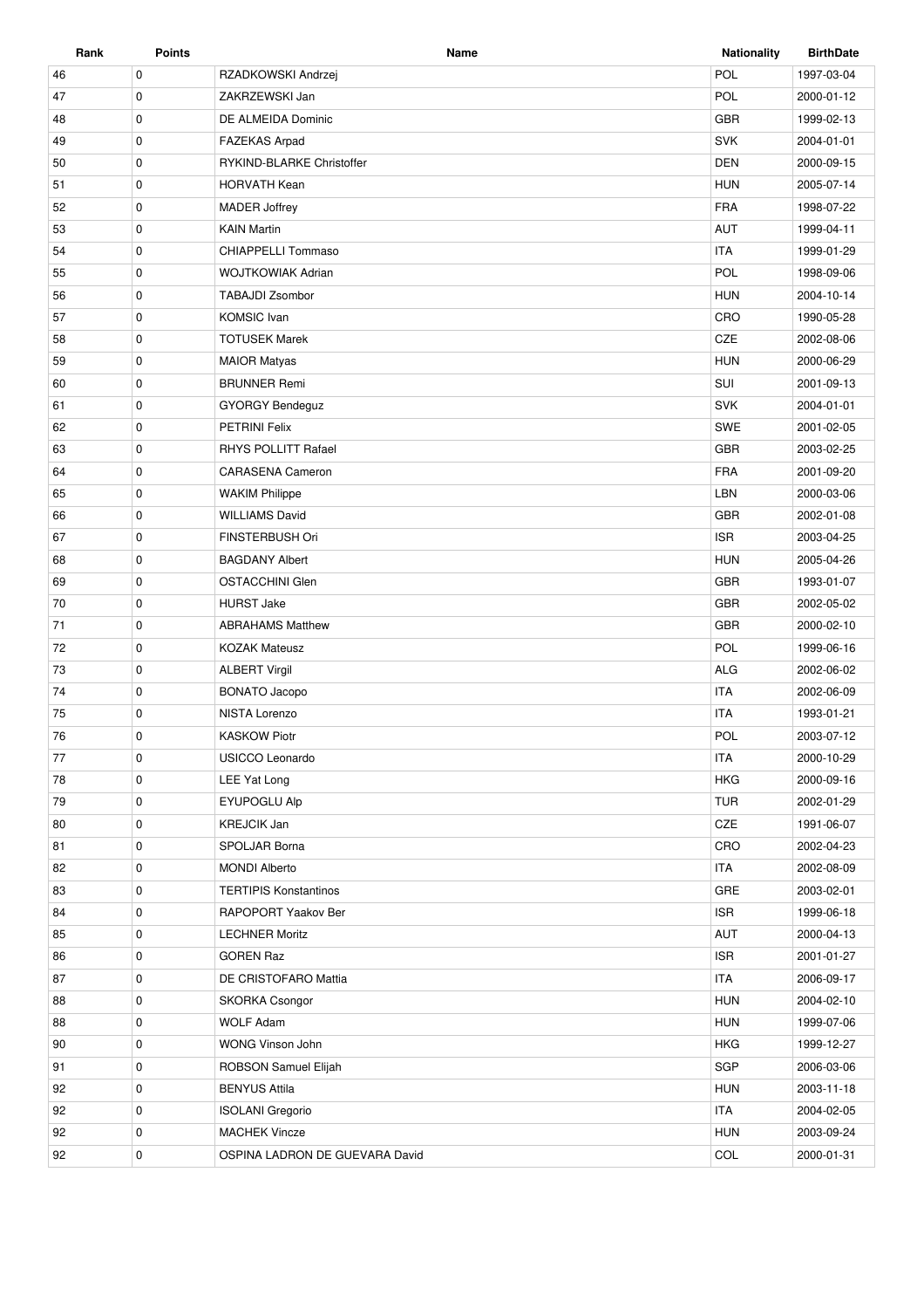| Rank | Points | Name | Nationality | BirthDate |
| --- | --- | --- | --- | --- |
| 46 | 0 | RZADKOWSKI Andrzej | POL | 1997-03-04 |
| 47 | 0 | ZAKRZEWSKI Jan | POL | 2000-01-12 |
| 48 | 0 | DE ALMEIDA Dominic | GBR | 1999-02-13 |
| 49 | 0 | FAZEKAS Arpad | SVK | 2004-01-01 |
| 50 | 0 | RYKIND-BLARKE Christoffer | DEN | 2000-09-15 |
| 51 | 0 | HORVATH Kean | HUN | 2005-07-14 |
| 52 | 0 | MADER Joffrey | FRA | 1998-07-22 |
| 53 | 0 | KAIN Martin | AUT | 1999-04-11 |
| 54 | 0 | CHIAPPELLI Tommaso | ITA | 1999-01-29 |
| 55 | 0 | WOJTKOWIAK Adrian | POL | 1998-09-06 |
| 56 | 0 | TABAJDI Zsombor | HUN | 2004-10-14 |
| 57 | 0 | KOMSIC Ivan | CRO | 1990-05-28 |
| 58 | 0 | TOTUSEK Marek | CZE | 2002-08-06 |
| 59 | 0 | MAIOR Matyas | HUN | 2000-06-29 |
| 60 | 0 | BRUNNER Remi | SUI | 2001-09-13 |
| 61 | 0 | GYORGY Bendeguz | SVK | 2004-01-01 |
| 62 | 0 | PETRINI Felix | SWE | 2001-02-05 |
| 63 | 0 | RHYS POLLITT Rafael | GBR | 2003-02-25 |
| 64 | 0 | CARASENA Cameron | FRA | 2001-09-20 |
| 65 | 0 | WAKIM Philippe | LBN | 2000-03-06 |
| 66 | 0 | WILLIAMS David | GBR | 2002-01-08 |
| 67 | 0 | FINSTERBUSH Ori | ISR | 2003-04-25 |
| 68 | 0 | BAGDANY Albert | HUN | 2005-04-26 |
| 69 | 0 | OSTACCHINI Glen | GBR | 1993-01-07 |
| 70 | 0 | HURST Jake | GBR | 2002-05-02 |
| 71 | 0 | ABRAHAMS Matthew | GBR | 2000-02-10 |
| 72 | 0 | KOZAK Mateusz | POL | 1999-06-16 |
| 73 | 0 | ALBERT Virgil | ALG | 2002-06-02 |
| 74 | 0 | BONATO Jacopo | ITA | 2002-06-09 |
| 75 | 0 | NISTA Lorenzo | ITA | 1993-01-21 |
| 76 | 0 | KASKOW Piotr | POL | 2003-07-12 |
| 77 | 0 | USICCO Leonardo | ITA | 2000-10-29 |
| 78 | 0 | LEE Yat Long | HKG | 2000-09-16 |
| 79 | 0 | EYUPOGLU Alp | TUR | 2002-01-29 |
| 80 | 0 | KREJCIK Jan | CZE | 1991-06-07 |
| 81 | 0 | SPOLJAR Borna | CRO | 2002-04-23 |
| 82 | 0 | MONDI Alberto | ITA | 2002-08-09 |
| 83 | 0 | TERTIPIS Konstantinos | GRE | 2003-02-01 |
| 84 | 0 | RAPOPORT Yaakov Ber | ISR | 1999-06-18 |
| 85 | 0 | LECHNER Moritz | AUT | 2000-04-13 |
| 86 | 0 | GOREN Raz | ISR | 2001-01-27 |
| 87 | 0 | DE CRISTOFARO Mattia | ITA | 2006-09-17 |
| 88 | 0 | SKORKA Csongor | HUN | 2004-02-10 |
| 88 | 0 | WOLF Adam | HUN | 1999-07-06 |
| 90 | 0 | WONG Vinson John | HKG | 1999-12-27 |
| 91 | 0 | ROBSON Samuel Elijah | SGP | 2006-03-06 |
| 92 | 0 | BENYUS Attila | HUN | 2003-11-18 |
| 92 | 0 | ISOLANI Gregorio | ITA | 2004-02-05 |
| 92 | 0 | MACHEK Vincze | HUN | 2003-09-24 |
| 92 | 0 | OSPINA LADRON DE GUEVARA David | COL | 2000-01-31 |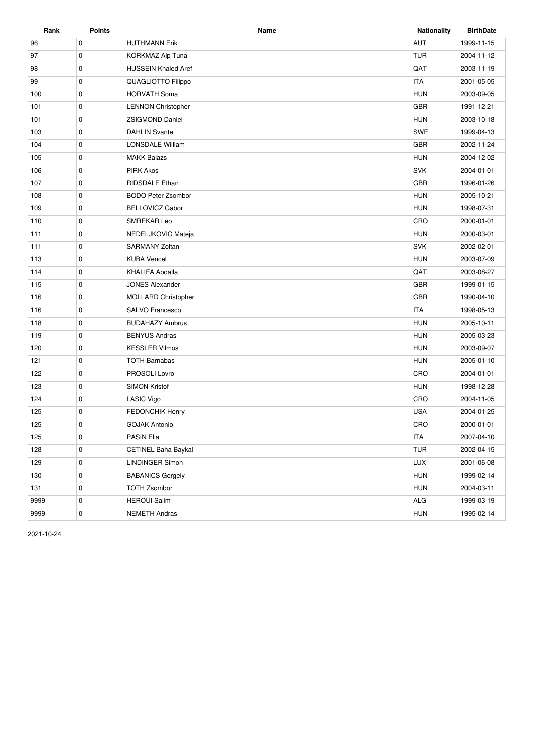| Rank | Points | Name | Nationality | BirthDate |
| --- | --- | --- | --- | --- |
| 96 | 0 | HUTHMANN Erik | AUT | 1999-11-15 |
| 97 | 0 | KORKMAZ Alp Tuna | TUR | 2004-11-12 |
| 98 | 0 | HUSSEIN Khaled Aref | QAT | 2003-11-19 |
| 99 | 0 | QUAGLIOTTO Filippo | ITA | 2001-05-05 |
| 100 | 0 | HORVATH Soma | HUN | 2003-09-05 |
| 101 | 0 | LENNON Christopher | GBR | 1991-12-21 |
| 101 | 0 | ZSIGMOND Daniel | HUN | 2003-10-18 |
| 103 | 0 | DAHLIN Svante | SWE | 1999-04-13 |
| 104 | 0 | LONSDALE William | GBR | 2002-11-24 |
| 105 | 0 | MAKK Balazs | HUN | 2004-12-02 |
| 106 | 0 | PIRK Akos | SVK | 2004-01-01 |
| 107 | 0 | RIDSDALE Ethan | GBR | 1996-01-26 |
| 108 | 0 | BODO Peter Zsombor | HUN | 2005-10-21 |
| 109 | 0 | BELLOVICZ Gabor | HUN | 1998-07-31 |
| 110 | 0 | SMREKAR Leo | CRO | 2000-01-01 |
| 111 | 0 | NEDELJKOVIC Mateja | HUN | 2000-03-01 |
| 111 | 0 | SARMANY Zoltan | SVK | 2002-02-01 |
| 113 | 0 | KUBA Vencel | HUN | 2003-07-09 |
| 114 | 0 | KHALIFA Abdalla | QAT | 2003-08-27 |
| 115 | 0 | JONES Alexander | GBR | 1999-01-15 |
| 116 | 0 | MOLLARD Christopher | GBR | 1990-04-10 |
| 116 | 0 | SALVO Francesco | ITA | 1998-05-13 |
| 118 | 0 | BUDAHAZY Ambrus | HUN | 2005-10-11 |
| 119 | 0 | BENYUS Andras | HUN | 2005-03-23 |
| 120 | 0 | KESSLER Vilmos | HUN | 2003-09-07 |
| 121 | 0 | TOTH Barnabas | HUN | 2005-01-10 |
| 122 | 0 | PROSOLI Lovro | CRO | 2004-01-01 |
| 123 | 0 | SIMON Kristof | HUN | 1998-12-28 |
| 124 | 0 | LASIC Vigo | CRO | 2004-11-05 |
| 125 | 0 | FEDONCHIK Henry | USA | 2004-01-25 |
| 125 | 0 | GOJAK Antonio | CRO | 2000-01-01 |
| 125 | 0 | PASIN Elia | ITA | 2007-04-10 |
| 128 | 0 | CETINEL Baha Baykal | TUR | 2002-04-15 |
| 129 | 0 | LINDINGER Simon | LUX | 2001-06-08 |
| 130 | 0 | BABANICS Gergely | HUN | 1999-02-14 |
| 131 | 0 | TOTH Zsombor | HUN | 2004-03-11 |
| 9999 | 0 | HEROUI Salim | ALG | 1999-03-19 |
| 9999 | 0 | NEMETH Andras | HUN | 1995-02-14 |

2021-10-24